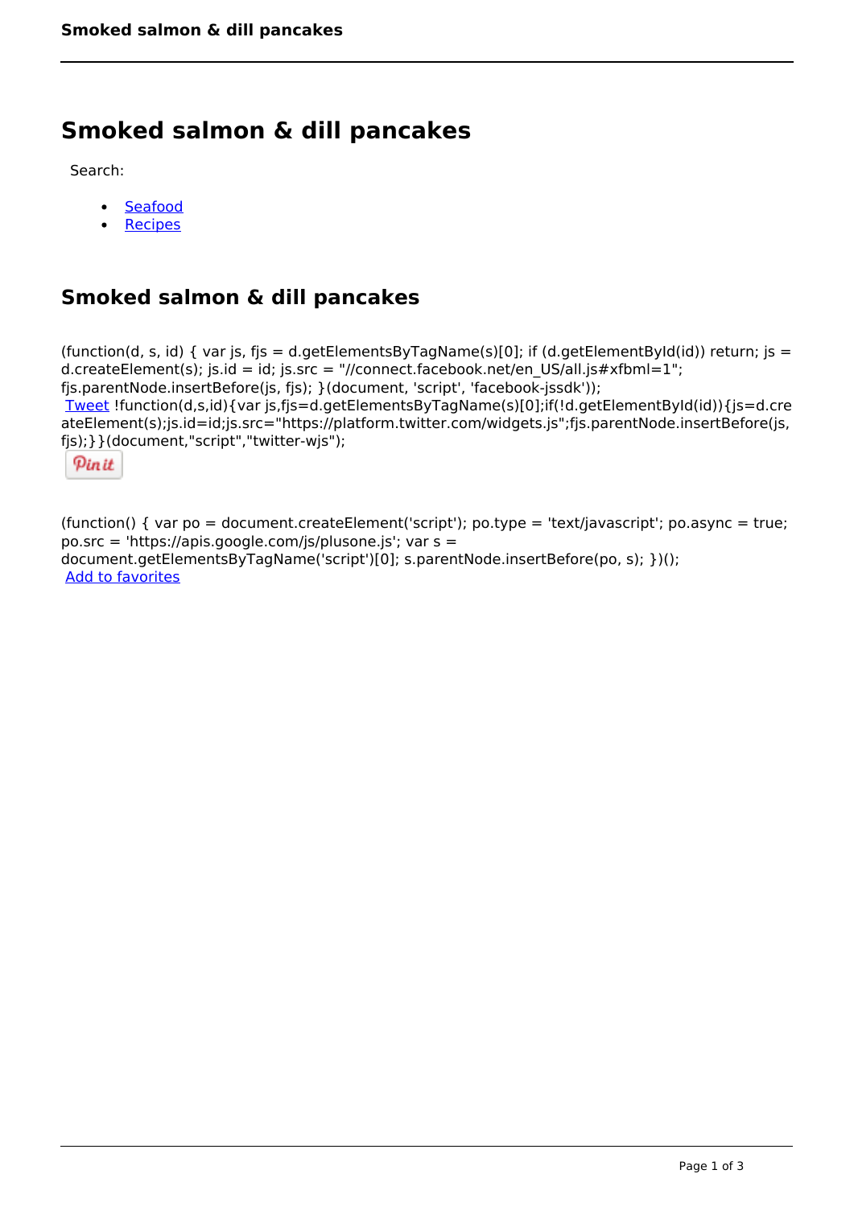# Smoked salmon & dill pancakes

Search:

- Seafood
- Recipes

## Smoked salmon & dill pancakes

(function(d, s, id) { var js, fjs = d.getElementsByTagName(s)[0]; if (d.getElementById(id)) return; js = d.createElement(s); js.id = id; js.src = "//connect.facebook.net/en_US/all.js#xfbml=1"; fjs.parentNode.insertBefore(js, fjs); }(document, 'script', 'facebook-jssdk'));
Tweet !function(d,s,id){var js,fjs=d.getElementsByTagName(s)[0];if(!d.getElementById(id)){js=d.createElement(s);js.id=id;js.src="https://platform.twitter.com/widgets.js";fjs.parentNode.insertBefore(js,fjs);}}(document,"script","twitter-wjs");

Pin it

(function() { var po = document.createElement('script'); po.type = 'text/javascript'; po.async = true; po.src = 'https://apis.google.com/js/plusone.js'; var s = document.getElementsByTagName('script')[0]; s.parentNode.insertBefore(po, s); })();
Add to favorites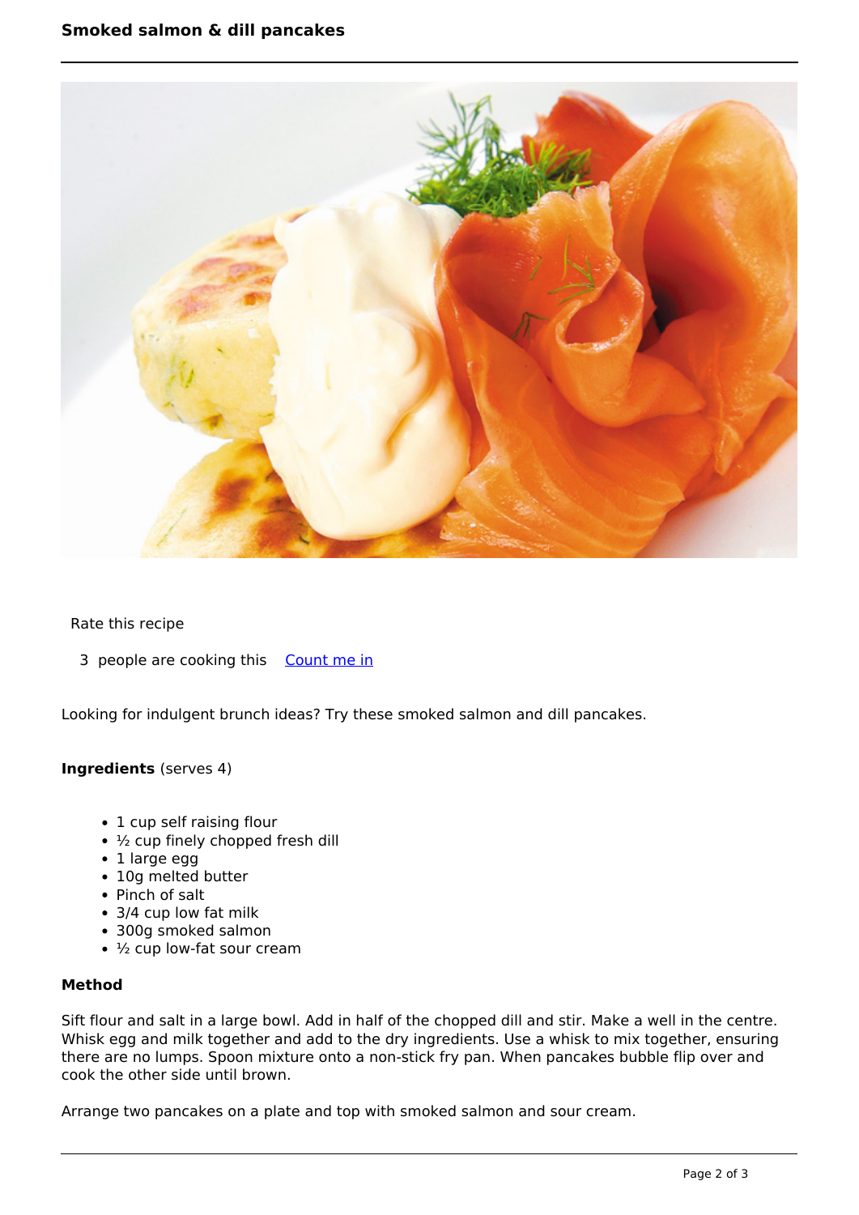# Smoked salmon & dill pancakes

Rate this recipe

3 people are cooking this [Count me in]

Looking for indulgent brunch ideas? Try these smoked salmon and dill pancakes.

**Ingredients** (serves 4)

- 1 cup self raising flour
- ½ cup finely chopped fresh dill
- 1 large egg
- 10g melted butter
- Pinch of salt
- 3/4 cup low fat milk
- 300g smoked salmon
- ½ cup low-fat sour cream

**Method**

Sift flour and salt in a large bowl. Add in half of the chopped dill and stir. Make a well in the centre. Whisk egg and milk together and add to the dry ingredients. Use a whisk to mix together, ensuring there are no lumps. Spoon mixture onto a non-stick fry pan. When pancakes bubble flip over and cook the other side until brown.

Arrange two pancakes on a plate and top with smoked salmon and sour cream.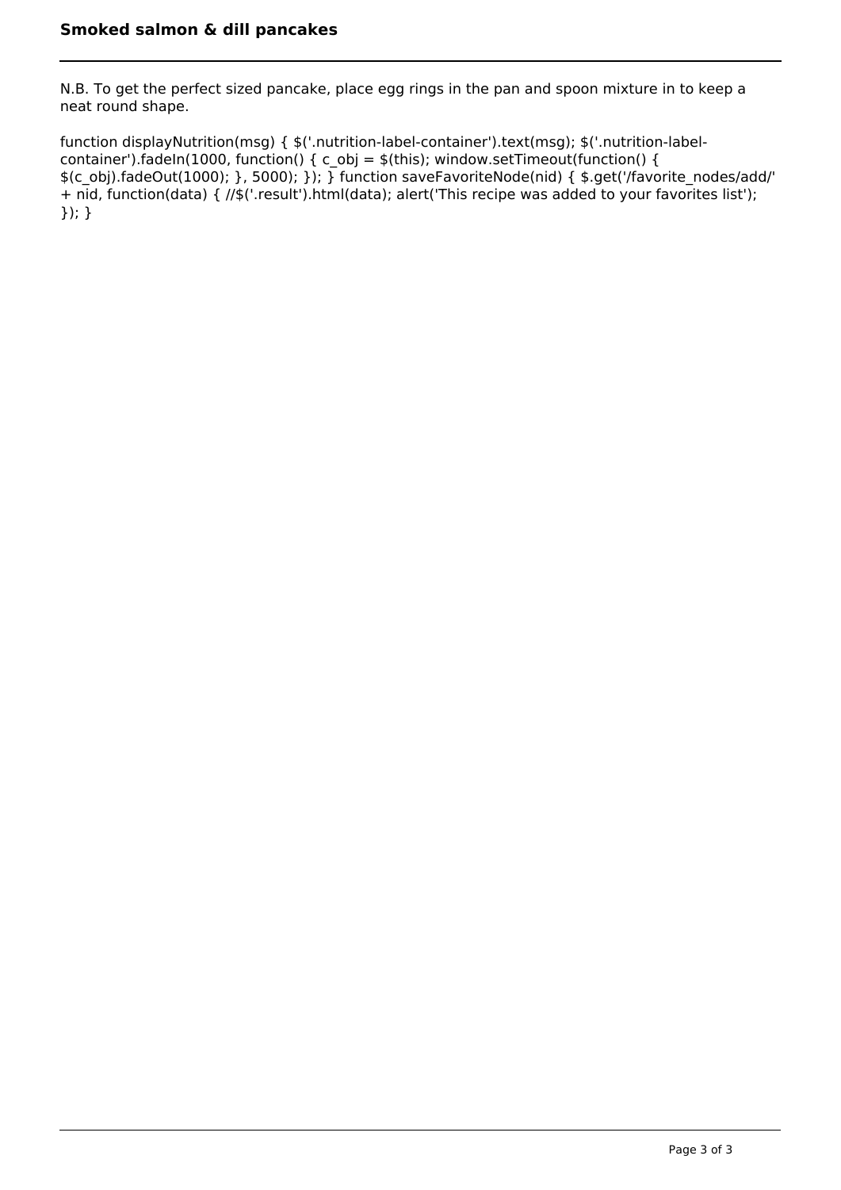N.B. To get the perfect sized pancake, place egg rings in the pan and spoon mixture in to keep a neat round shape.

```
function displayNutrition(msg) { $('.nutrition-label-container').text(msg); $('.nutrition-label-container').fadeIn(1000, function() { c_obj = $(this); window.setTimeout(function() { $(c_obj).fadeOut(1000); }, 5000); }); } function saveFavoriteNode(nid) { $.get('/favorite_nodes/add/' + nid, function(data) { //$('.result').html(data); alert('This recipe was added to your favorites list'); }); }
```